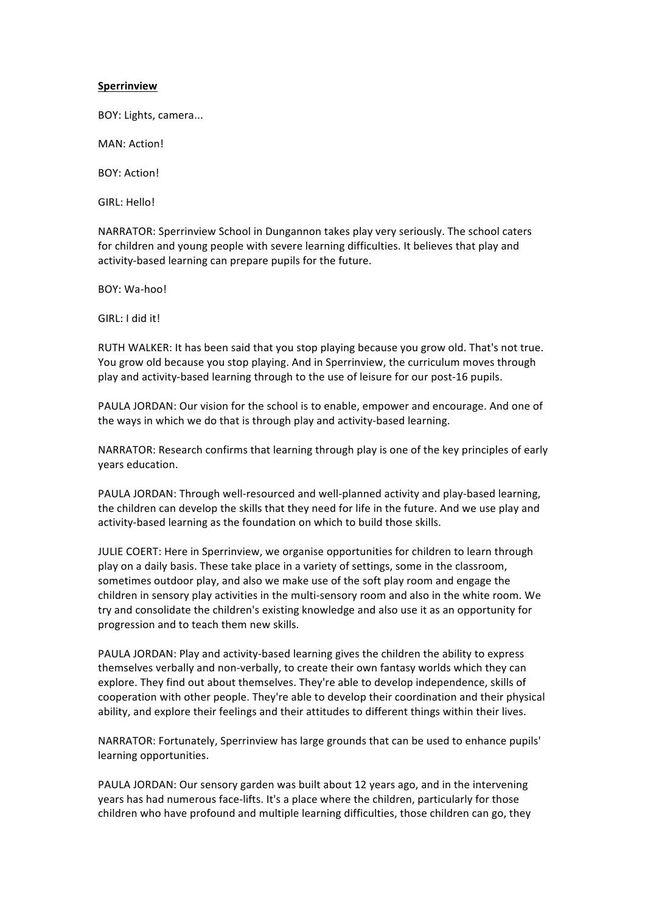**Sperrinview**

BOY: Lights, camera...

MAN: Action!

BOY: Action!

GIRL: Hello!

NARRATOR: Sperrinview School in Dungannon takes play very seriously. The school caters for children and young people with severe learning difficulties. It believes that play and activity-based learning can prepare pupils for the future.

BOY: Wa-hoo!

GIRL: I did it!

RUTH WALKER: It has been said that you stop playing because you grow old. That's not true. You grow old because you stop playing. And in Sperrinview, the curriculum moves through play and activity-based learning through to the use of leisure for our post-16 pupils.

PAULA JORDAN: Our vision for the school is to enable, empower and encourage. And one of the ways in which we do that is through play and activity-based learning.

NARRATOR: Research confirms that learning through play is one of the key principles of early years education.

PAULA JORDAN: Through well-resourced and well-planned activity and play-based learning, the children can develop the skills that they need for life in the future. And we use play and activity-based learning as the foundation on which to build those skills.

JULIE COERT: Here in Sperrinview, we organise opportunities for children to learn through play on a daily basis. These take place in a variety of settings, some in the classroom, sometimes outdoor play, and also we make use of the soft play room and engage the children in sensory play activities in the multi-sensory room and also in the white room. We try and consolidate the children's existing knowledge and also use it as an opportunity for progression and to teach them new skills.

PAULA JORDAN: Play and activity-based learning gives the children the ability to express themselves verbally and non-verbally, to create their own fantasy worlds which they can explore. They find out about themselves. They're able to develop independence, skills of cooperation with other people. They're able to develop their coordination and their physical ability, and explore their feelings and their attitudes to different things within their lives.

NARRATOR: Fortunately, Sperrinview has large grounds that can be used to enhance pupils' learning opportunities.

PAULA JORDAN: Our sensory garden was built about 12 years ago, and in the intervening years has had numerous face-lifts. It's a place where the children, particularly for those children who have profound and multiple learning difficulties, those children can go, they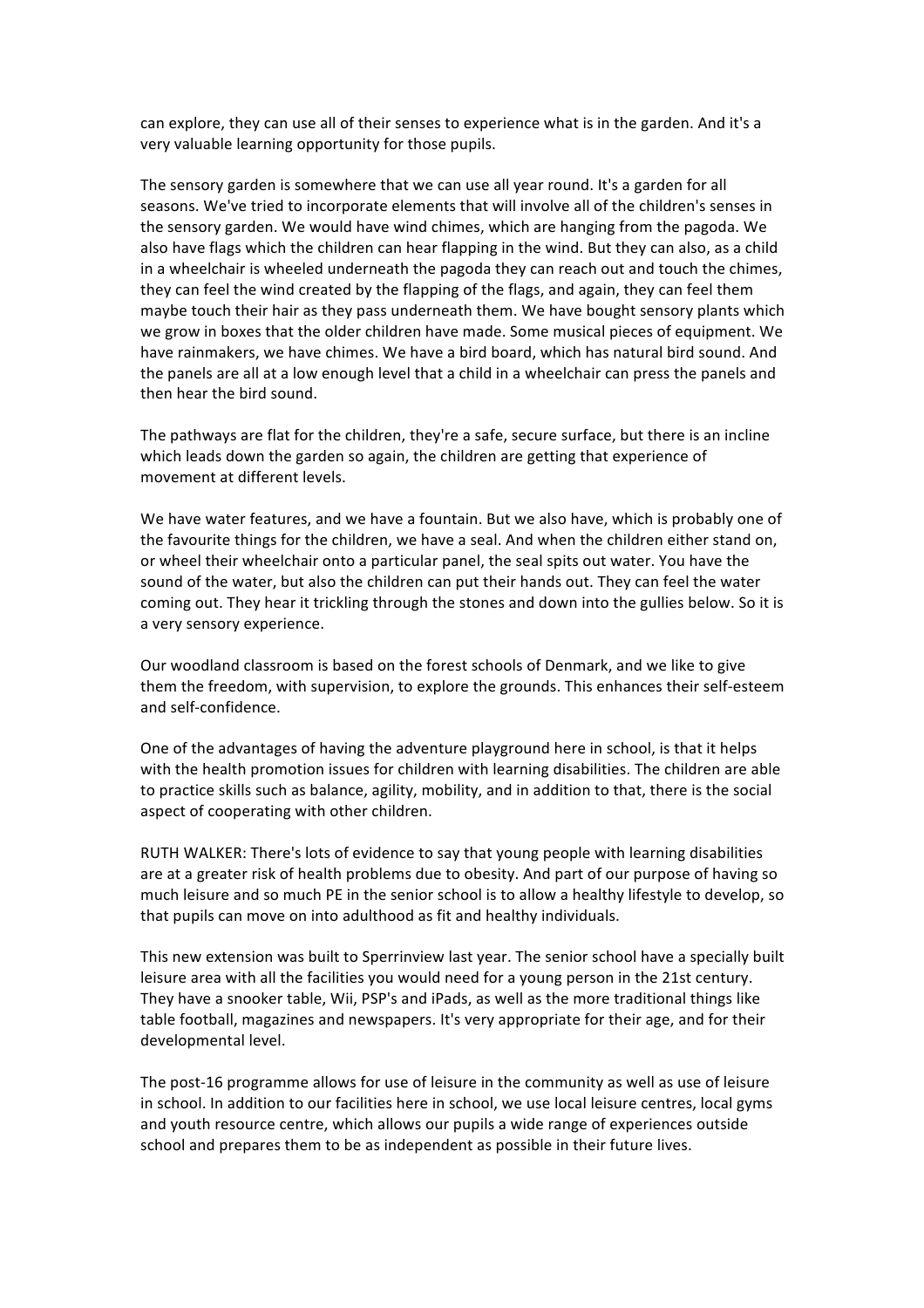can explore, they can use all of their senses to experience what is in the garden. And it's a very valuable learning opportunity for those pupils.

The sensory garden is somewhere that we can use all year round. It's a garden for all seasons. We've tried to incorporate elements that will involve all of the children's senses in the sensory garden. We would have wind chimes, which are hanging from the pagoda. We also have flags which the children can hear flapping in the wind. But they can also, as a child in a wheelchair is wheeled underneath the pagoda they can reach out and touch the chimes, they can feel the wind created by the flapping of the flags, and again, they can feel them maybe touch their hair as they pass underneath them. We have bought sensory plants which we grow in boxes that the older children have made. Some musical pieces of equipment. We have rainmakers, we have chimes. We have a bird board, which has natural bird sound. And the panels are all at a low enough level that a child in a wheelchair can press the panels and then hear the bird sound.

The pathways are flat for the children, they're a safe, secure surface, but there is an incline which leads down the garden so again, the children are getting that experience of movement at different levels.

We have water features, and we have a fountain. But we also have, which is probably one of the favourite things for the children, we have a seal. And when the children either stand on, or wheel their wheelchair onto a particular panel, the seal spits out water. You have the sound of the water, but also the children can put their hands out. They can feel the water coming out. They hear it trickling through the stones and down into the gullies below. So it is a very sensory experience.

Our woodland classroom is based on the forest schools of Denmark, and we like to give them the freedom, with supervision, to explore the grounds. This enhances their self-esteem and self-confidence.

One of the advantages of having the adventure playground here in school, is that it helps with the health promotion issues for children with learning disabilities. The children are able to practice skills such as balance, agility, mobility, and in addition to that, there is the social aspect of cooperating with other children.

RUTH WALKER: There's lots of evidence to say that young people with learning disabilities are at a greater risk of health problems due to obesity. And part of our purpose of having so much leisure and so much PE in the senior school is to allow a healthy lifestyle to develop, so that pupils can move on into adulthood as fit and healthy individuals.

This new extension was built to Sperrinview last year. The senior school have a specially built leisure area with all the facilities you would need for a young person in the 21st century. They have a snooker table, Wii, PSP's and iPads, as well as the more traditional things like table football, magazines and newspapers. It's very appropriate for their age, and for their developmental level.

The post-16 programme allows for use of leisure in the community as well as use of leisure in school. In addition to our facilities here in school, we use local leisure centres, local gyms and youth resource centre, which allows our pupils a wide range of experiences outside school and prepares them to be as independent as possible in their future lives.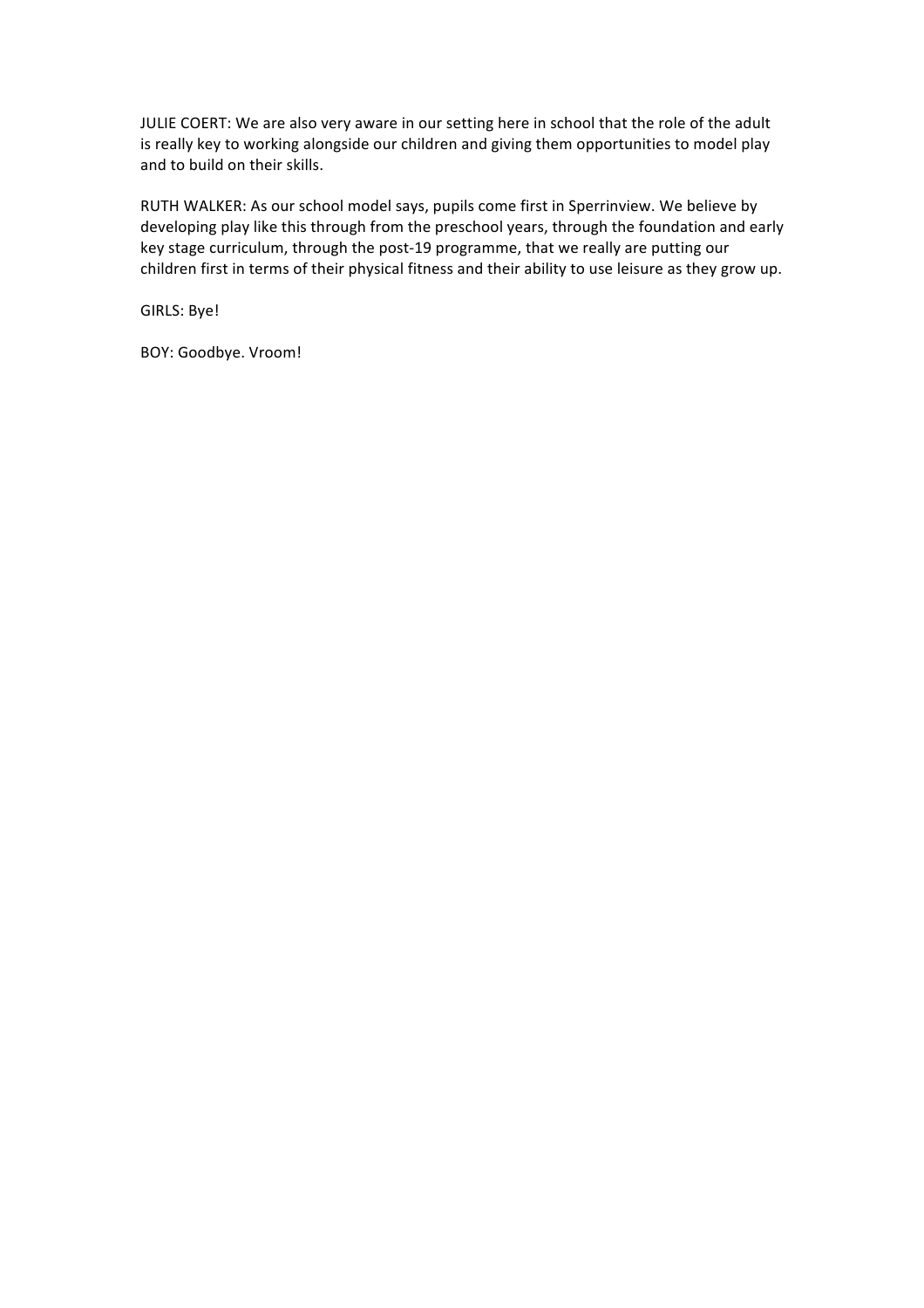JULIE COERT: We are also very aware in our setting here in school that the role of the adult is really key to working alongside our children and giving them opportunities to model play and to build on their skills.

RUTH WALKER: As our school model says, pupils come first in Sperrinview. We believe by developing play like this through from the preschool years, through the foundation and early key stage curriculum, through the post-19 programme, that we really are putting our children first in terms of their physical fitness and their ability to use leisure as they grow up.

GIRLS: Bye!

BOY: Goodbye. Vroom!